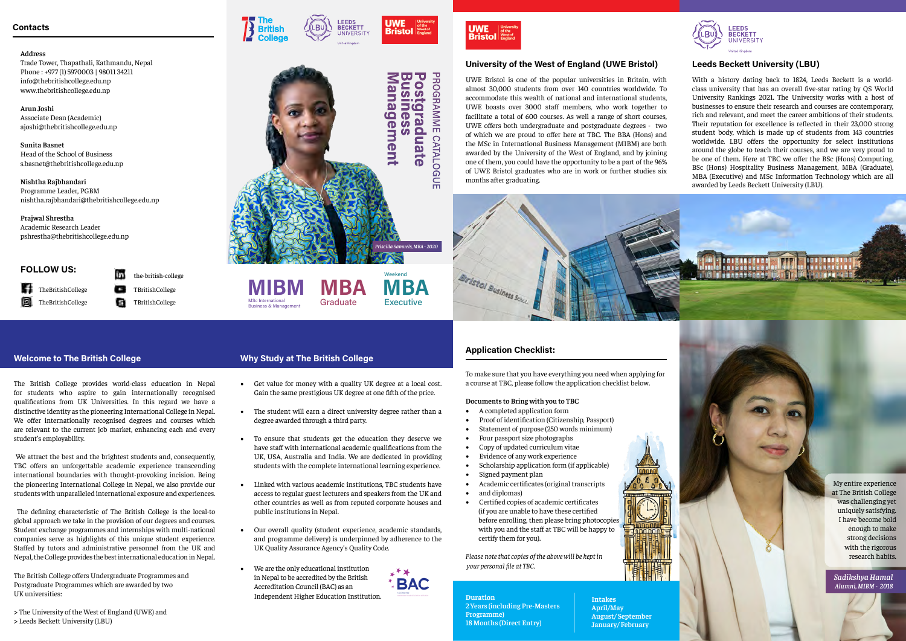## Contacts

**Address**
Trade Tower, Thapathali, Kathmandu, Nepal
Phone : +977 (1) 5970003 | 98011 34211
info@thebritishcollege.edu.np
www.thebritishcollege.edu.np

**Arun Joshi**
Associate Dean (Academic)
ajoshi@thebritishcollege.edu.np

**Sunita Basnet**
Head of the School of Business
s.basnet@thebritishcollege.edu.np

**Nishtha Rajbhandari**
Programme Leader, PGBM
nishtha.rajbhandari@thebritishcollege.edu.np

**Prajwal Shrestha**
Academic Research Leader
pshrestha@thebritishcollege.edu.np

**FOLLOW US:**

- TheBritishCollege
- TheBritishCollege
- the-british-college
- TBritishCollege
- TBritishCollege

# PROGRAMME CATALOGUE

# Postgraduate Business Management

*Priscilla Samuels, MBA - 2020*

**MIBM** MSc International Business & Management

**MBA** Graduate

Weekend **MBA** Executive

## University of the West of England (UWE Bristol)

UWE Bristol is one of the popular universities in Britain, with almost 30,000 students from over 140 countries worldwide. To accommodate this wealth of national and international students, UWE boasts over 3000 staff members, who work together to facilitate a total of 600 courses. As well a range of short courses, UWE offers both undergraduate and postgraduate degrees - two of which we are proud to offer here at TBC. The BBA (Hons) and the MSc in International Business Management (MIBM) are both awarded by the University of the West of England, and by joining one of them, you could have the opportunity to be a part of the 96% of UWE Bristol graduates who are in work or further studies six months after graduating.

## Leeds Beckett University (LBU)

With a history dating back to 1824, Leeds Beckett is a world-class university that has an overall five-star rating by QS World University Rankings 2021. The University works with a host of businesses to ensure their research and courses are contemporary, rich and relevant, and meet the career ambitions of their students. Their reputation for excellence is reflected in their 23,000 strong student body, which is made up of students from 143 countries worldwide. LBU offers the opportunity for select institutions around the globe to teach their courses, and we are very proud to be one of them. Here at TBC we offer the BSc (Hons) Computing, BSc (Hons) Hospitality Business Management, MBA (Graduate), MBA (Executive) and MSc Information Technology which are all awarded by Leeds Beckett University (LBU).

## Welcome to The British College

The British College provides world-class education in Nepal for students who aspire to gain internationally recognised qualifications from UK Universities. In this regard we have a distinctive identity as the pioneering International College in Nepal. We offer internationally recognised degrees and courses which are relevant to the current job market, enhancing each and every student's employability.

We attract the best and the brightest students and, consequently, TBC offers an unforgettable academic experience transcending international boundaries with thought-provoking incision. Being the pioneering International College in Nepal, we also provide our students with unparalleled international exposure and experiences.

The defining characteristic of The British College is the local-to global approach we take in the provision of our degrees and courses. Student exchange programmes and internships with multi-national companies serve as highlights of this unique student experience. Staffed by tutors and administrative personnel from the UK and Nepal, the College provides the best international education in Nepal.

The British College offers Undergraduate Programmes and Postgraduate Programmes which are awarded by two UK universities:

> The University of the West of England (UWE) and
> Leeds Beckett University (LBU)

## Why Study at The British College

- Get value for money with a quality UK degree at a local cost. Gain the same prestigious UK degree at one fifth of the price.
- The student will earn a direct university degree rather than a degree awarded through a third party.
- To ensure that students get the education they deserve we have staff with international academic qualifications from the UK, USA, Australia and India. We are dedicated in providing students with the complete international learning experience.
- Linked with various academic institutions, TBC students have access to regular guest lecturers and speakers from the UK and other countries as well as from reputed corporate houses and public institutions in Nepal.
- Our overall quality (student experience, academic standards, and programme delivery) is underpinned by adherence to the UK Quality Assurance Agency's Quality Code.
- We are the only educational institution in Nepal to be accredited by the British Accreditation Council (BAC) as an Independent Higher Education Institution.

## Application Checklist:

To make sure that you have everything you need when applying for a course at TBC, please follow the application checklist below.

**Documents to Bring with you to TBC**

- A completed application form
- Proof of identification (Citizenship, Passport)
- Statement of purpose (250 words minimum)
- Four passport size photographs
- Copy of updated curriculum vitae
- Evidence of any work experience
- Scholarship application form (if applicable)
- Signed payment plan
- Academic certificates (original transcripts
- and diplomas)
- Certified copies of academic certificates (if you are unable to have these certified before enrolling, then please bring photocopies with you and the staff at TBC will be happy to certify them for you).

*Please note that copies of the above will be kept in your personal file at TBC.*

**Duration**
2 Years (including Pre-Masters Programme)
18 Months (Direct Entry)

**Intakes**
April/May
August/September
January/February

My entire experience at The British College was challenging yet uniquely satisfying. I have become bold enough to make strong decisions with the rigorous research habits.

*Sadikshya Hamal*
*Alumni, MIBM - 2018*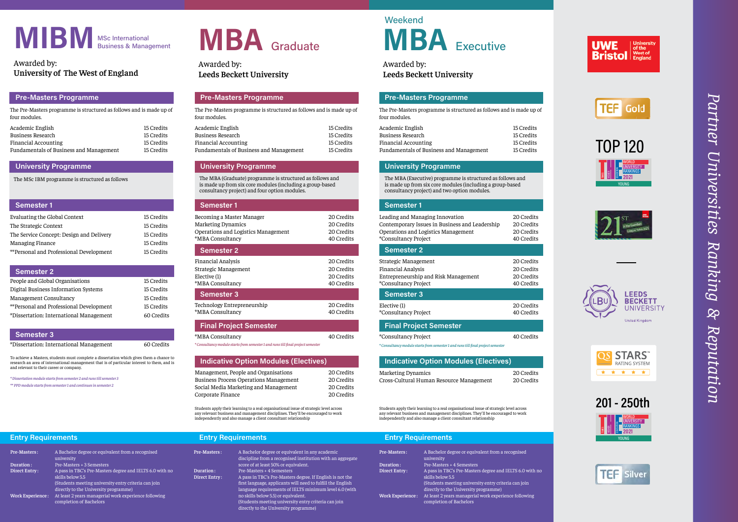# MIBM MSc International Business & Management

Awarded by:
**University of The West of England**

## Pre-Masters Programme

The Pre-Masters programme is structured as follows and is made up of four modules.

| | |
|---|---|
| Academic English | 15 Credits |
| Business Research | 15 Credits |
| Financial Accounting | 15 Credits |
| Fundamentals of Business and Management | 15 Credits |

## University Programme

The MSc IBM programme is structured as follows

### Semester 1

| | |
|---|---|
| Evaluating the Global Context | 15 Credits |
| The Strategic Context | 15 Credits |
| The Service Concept: Design and Delivery | 15 Credits |
| Managing Finance | 15 Credits |
| **Personal and Professional Development | 15 Credits |

### Semester 2

| | |
|---|---|
| People and Global Organisations | 15 Credits |
| Digital Business Information Systems | 15 Credits |
| Management Consultancy | 15 Credits |
| **Personal and Professional Development | 15 Credits |
| *Dissertation: International Management | 60 Credits |

### Semester 3

| | |
|---|---|
| *Dissertation: International Management | 60 Credits |

To achieve a Masters, students must complete a dissertation which gives them a chance to research an area of international management that is of particular interest to them, and is and relevant to their career or company.

*\* Dissertation module starts from semester 2 and runs till semester 3*

*\*\* PPD module starts from semester 1 and continues in semester 2*

## Entry Requirements

**Pre-Masters:** A Bachelor degree or equivalent from a recognised university

**Duration:** Pre-Masters + 3 Semesters

**Direct Entry:** A pass in TBC's Pre-Masters degree and IELTS 6.0 with no skills below 5.5
(Students meeting university entry criteria can join directly to the University programme)

**Work Experience:** At least 2 years managerial work experience following completion of Bachelors

# MBA Graduate

Awarded by:
**Leeds Beckett University**

## Pre-Masters Programme

The Pre-Masters programme is structured as follows and is made up of four modules.

| | |
|---|---|
| Academic English | 15 Credits |
| Business Research | 15 Credits |
| Financial Accounting | 15 Credits |
| Fundamentals of Business and Management | 15 Credits |

## University Programme

The MBA (Graduate) programme is structured as follows and is made up from six core modules (including a group-based consultancy project) and four option modules.

### Semester 1

| | |
|---|---|
| Becoming a Master Manager | 20 Credits |
| Marketing Dynamics | 20 Credits |
| Operations and Logistics Management | 20 Credits |
| *MBA Consultancy | 40 Credits |

### Semester 2

| | |
|---|---|
| Financial Analysis | 20 Credits |
| Strategic Management | 20 Credits |
| Elective (1) | 20 Credits |
| *MBA Consultancy | 40 Credits |

### Semester 3

| | |
|---|---|
| Technology Entrepreneurship | 20 Credits |
| *MBA Consultancy | 40 Credits |

### Final Project Semester

| | |
|---|---|
| *MBA Consultancy | 40 Credits |

*\* Consultancy module starts from semester 1 and runs till final project semester*

## Indicative Option Modules (Electives)

| | |
|---|---|
| Management, People and Organisations | 20 Credits |
| Business Process Operations Management | 20 Credits |
| Social Media Marketing and Management | 20 Credits |
| Corporate Finance | 20 Credits |

Students apply their learning to a real organisational issue of strategic level across any relevant business and management disciplines. They'll be encouraged to work independently and also manage a client consultant relationship

## Entry Requirements

**Pre-Masters:** A Bachelor degree or equivalent in any academic discipline from a recognised institution with an aggregate score of at least 50% or equivalent.

**Duration:** Pre-Masters + 4 Semesters

**Direct Entry:** A pass in TBC's Pre-Masters degree. If English is not the first language, applicants will need to fulfill the English language requirements of IELTS minimum level 6.0 (with no skills below 5.5) or equivalent.
(Students meeting university entry criteria can join directly to the University programme)

# Weekend MBA Executive

Awarded by:
**Leeds Beckett University**

## Pre-Masters Programme

The Pre-Masters programme is structured as follows and is made up of four modules.

| | |
|---|---|
| Academic English | 15 Credits |
| Business Research | 15 Credits |
| Financial Accounting | 15 Credits |
| Fundamentals of Business and Management | 15 Credits |

## University Programme

The MBA (Executive) programme is structured as follows and is made up from six core modules (including a group-based consultancy project) and two option modules.

### Semester 1

| | |
|---|---|
| Leading and Managing Innovation | 20 Credits |
| Contemporary Issues in Business and Leadership | 20 Credits |
| Operations and Logistics Management | 20 Credits |
| *Consultancy Project | 40 Credits |

### Semester 2

| | |
|---|---|
| Strategic Management | 20 Credits |
| Financial Analysis | 20 Credits |
| Entrepreneurship and Risk Management | 20 Credits |
| *Consultancy Project | 40 Credits |

### Semester 3

| | |
|---|---|
| Elective (1) | 20 Credits |
| *Consultancy Project | 40 Credits |

### Final Project Semester

| | |
|---|---|
| *Consultancy Project | 40 Credits |

*\* Consultancy module starts from semester 1 and runs till final project semester*

## Indicative Option Modules (Electives)

| | |
|---|---|
| Marketing Dynamics | 20 Credits |
| Cross-Cultural Human Resource Management | 20 Credits |

Students apply their learning to a real organisational issue of strategic level across any relevant business and management disciplines. They'll be encouraged to work independently and also manage a client consultant relationship

## Entry Requirements

**Pre-Masters:** A Bachelor degree or equivalent from a recognised university

**Duration:** Pre-Masters + 4 Semesters

**Direct Entry:** A pass in TBC's Pre-Masters degree and IELTS 6.0 with no skills below 5.5
(Students meeting university entry criteria can join directly to the University programme)

**Work Experience:** At least 2 years managerial work experience following completion of Bachelors

# Partner Universities Ranking & Reputation

UWE Bristol – University of the West of England

TEF Gold

TOP 120
Times Higher Education World University Rankings 2021 Young

21ST in the Guardian League Table 2021

Leeds Beckett University – United Kingdom

QS STARS™ Rating System

201 - 250th
Times Higher Education World University Rankings 2021 Young

TEF Silver